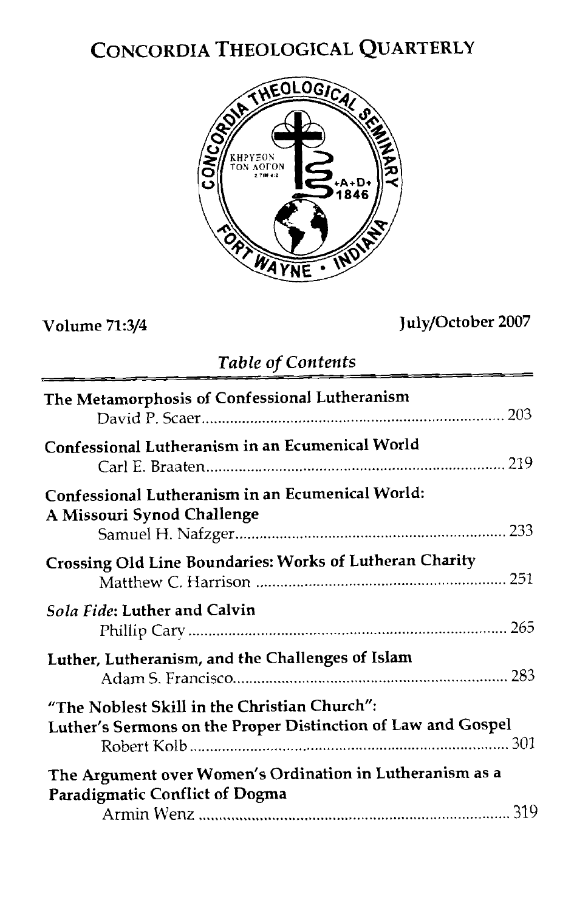# CONCORDIA THEOLOGICAL QUARTERLY

Volume 71:3/4 July/October 2007

*Table of Contents*

**The Metamorphosis of Confessional Lutheranism**
David P. Scaer ........ 203

**Confessional Lutheranism in an Ecumenical World**
Carl E. Braaten ........ 219

**Confessional Lutheranism in an Ecumenical World: A Missouri Synod Challenge**
Samuel H. Nafzger ........ 233

**Crossing Old Line Boundaries: Works of Lutheran Charity**
Matthew C. Harrison ........ 251

***Sola Fide*: Luther and Calvin**
Phillip Cary ........ 265

**Luther, Lutheranism, and the Challenges of Islam**
Adam S. Francisco ........ 283

**"The Noblest Skill in the Christian Church": Luther's Sermons on the Proper Distinction of Law and Gospel**
Robert Kolb ........ 301

**The Argument over Women's Ordination in Lutheranism as a Paradigmatic Conflict of Dogma**
Armin Wenz ........ 319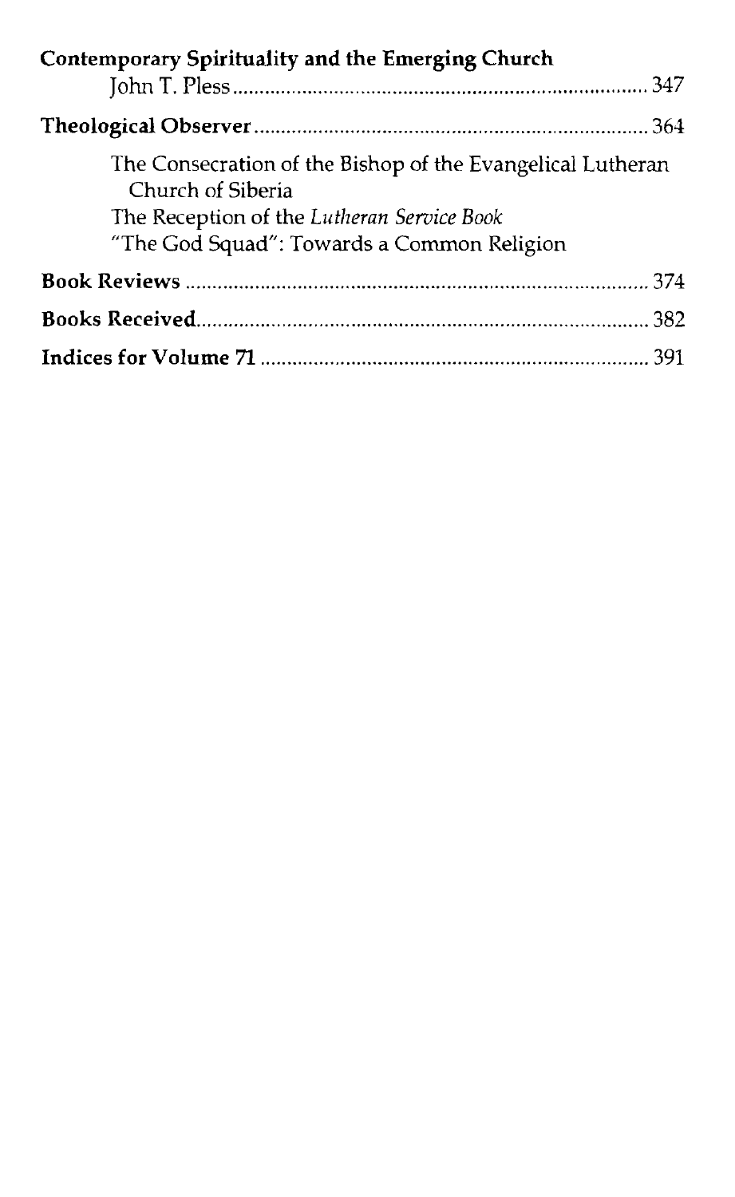**Contemporary Spirituality and the Emerging Church**
John T. Pless ..... 347

**Theological Observer** ..... 364

The Consecration of the Bishop of the Evangelical Lutheran Church of Siberia
The Reception of the *Lutheran Service Book*
"The God Squad": Towards a Common Religion

**Book Reviews** ..... 374

**Books Received** ..... 382

**Indices for Volume 71** ..... 391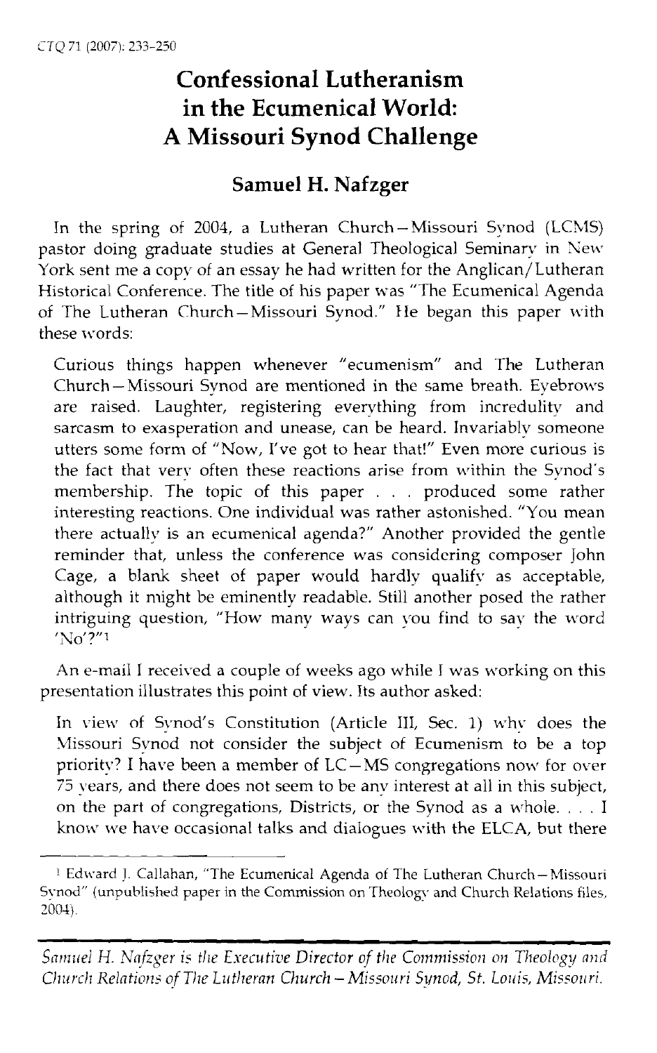# Confessional Lutheranism in the Ecumenical World: A Missouri Synod Challenge

## Samuel H. Nafzger

In the spring of 2004, a Lutheran Church—Missouri Synod (LCMS) pastor doing graduate studies at General Theological Seminary in New York sent me a copy of an essay he had written for the Anglican/Lutheran Historical Conference. The title of his paper was "The Ecumenical Agenda of The Lutheran Church—Missouri Synod." He began this paper with these words:

> Curious things happen whenever "ecumenism" and The Lutheran Church—Missouri Synod are mentioned in the same breath. Eyebrows are raised. Laughter, registering everything from incredulity and sarcasm to exasperation and unease, can be heard. Invariably someone utters some form of "Now, I've got to hear that!" Even more curious is the fact that very often these reactions arise from within the Synod's membership. The topic of this paper . . . produced some rather interesting reactions. One individual was rather astonished. "You mean there actually is an ecumenical agenda?" Another provided the gentle reminder that, unless the conference was considering composer John Cage, a blank sheet of paper would hardly qualify as acceptable, although it might be eminently readable. Still another posed the rather intriguing question, "How many ways can you find to say the word 'No'?"[1]

An e-mail I received a couple of weeks ago while I was working on this presentation illustrates this point of view. Its author asked:

> In view of Synod's Constitution (Article III, Sec. 1) why does the Missouri Synod not consider the subject of Ecumenism to be a top priority? I have been a member of LC—MS congregations now for over 75 years, and there does not seem to be any interest at all in this subject, on the part of congregations, Districts, or the Synod as a whole. . . . I know we have occasional talks and dialogues with the ELCA, but there

[1] Edward J. Callahan, "The Ecumenical Agenda of The Lutheran Church—Missouri Synod" (unpublished paper in the Commission on Theology and Church Relations files, 2004).

*Samuel H. Nafzger is the Executive Director of the Commission on Theology and Church Relations of The Lutheran Church—Missouri Synod, St. Louis, Missouri.*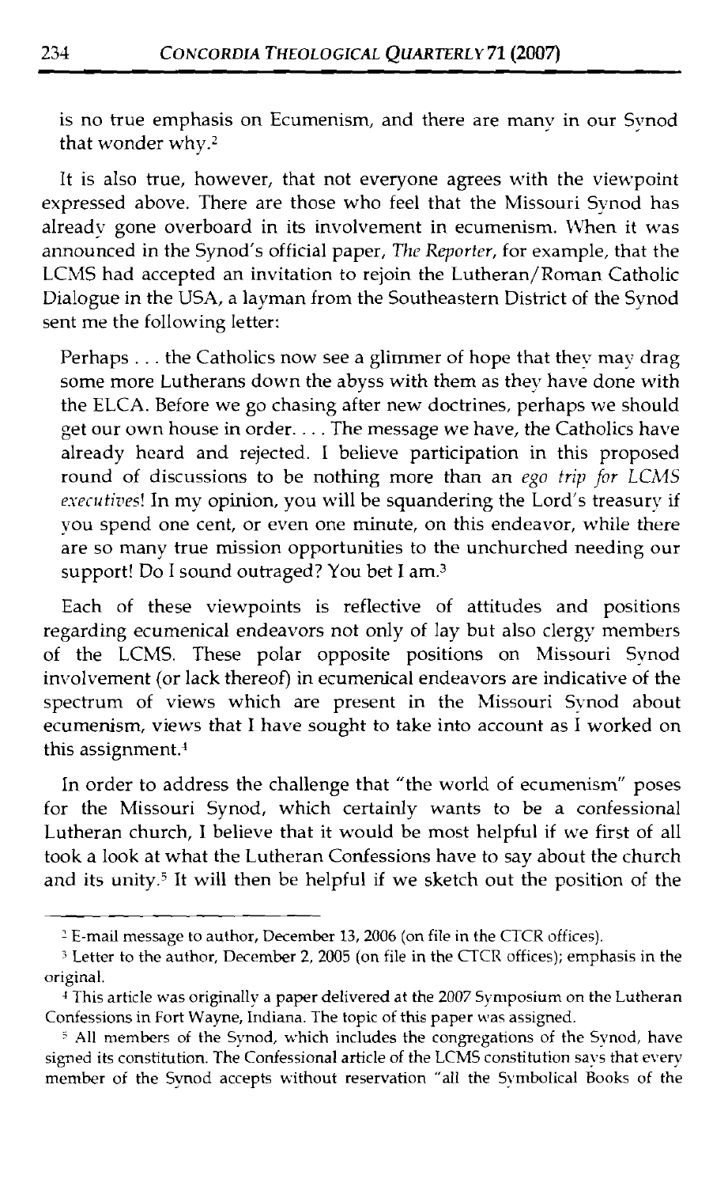is no true emphasis on Ecumenism, and there are many in our Synod that wonder why.[2]

It is also true, however, that not everyone agrees with the viewpoint expressed above. There are those who feel that the Missouri Synod has already gone overboard in its involvement in ecumenism. When it was announced in the Synod's official paper, *The Reporter*, for example, that the LCMS had accepted an invitation to rejoin the Lutheran/Roman Catholic Dialogue in the USA, a layman from the Southeastern District of the Synod sent me the following letter:

> Perhaps . . . the Catholics now see a glimmer of hope that they may drag some more Lutherans down the abyss with them as they have done with the ELCA. Before we go chasing after new doctrines, perhaps we should get our own house in order. . . . The message we have, the Catholics have already heard and rejected. I believe participation in this proposed round of discussions to be nothing more than an *ego trip for LCMS executives*! In my opinion, you will be squandering the Lord's treasury if you spend one cent, or even one minute, on this endeavor, while there are so many true mission opportunities to the unchurched needing our support! Do I sound outraged? You bet I am.[3]

Each of these viewpoints is reflective of attitudes and positions regarding ecumenical endeavors not only of lay but also clergy members of the LCMS. These polar opposite positions on Missouri Synod involvement (or lack thereof) in ecumenical endeavors are indicative of the spectrum of views which are present in the Missouri Synod about ecumenism, views that I have sought to take into account as I worked on this assignment.[4]

In order to address the challenge that "the world of ecumenism" poses for the Missouri Synod, which certainly wants to be a confessional Lutheran church, I believe that it would be most helpful if we first of all took a look at what the Lutheran Confessions have to say about the church and its unity.[5] It will then be helpful if we sketch out the position of the

---

[2] E-mail message to author, December 13, 2006 (on file in the CTCR offices).

[3] Letter to the author, December 2, 2005 (on file in the CTCR offices); emphasis in the original.

[4] This article was originally a paper delivered at the 2007 Symposium on the Lutheran Confessions in Fort Wayne, Indiana. The topic of this paper was assigned.

[5] All members of the Synod, which includes the congregations of the Synod, have signed its constitution. The Confessional article of the LCMS constitution says that every member of the Synod accepts without reservation "all the Symbolical Books of the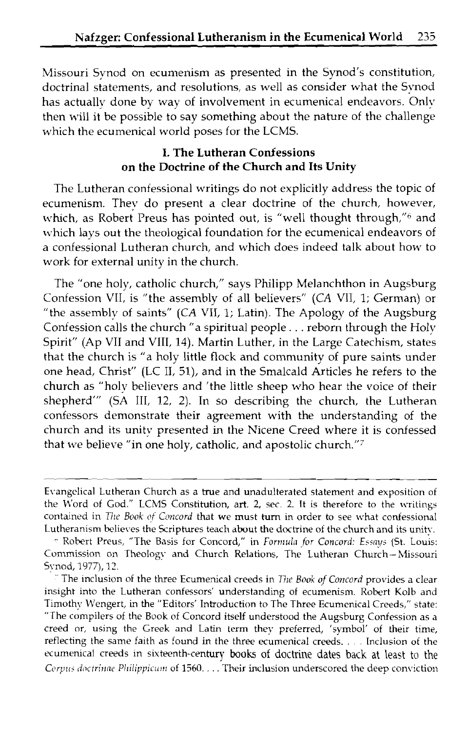Missouri Synod on ecumenism as presented in the Synod's constitution, doctrinal statements, and resolutions, as well as consider what the Synod has actually done by way of involvement in ecumenical endeavors. Only then will it be possible to say something about the nature of the challenge which the ecumenical world poses for the LCMS.

## I. The Lutheran Confessions on the Doctrine of the Church and Its Unity

The Lutheran confessional writings do not explicitly address the topic of ecumenism. They do present a clear doctrine of the church, however, which, as Robert Preus has pointed out, is "well thought through,"[6] and which lays out the theological foundation for the ecumenical endeavors of a confessional Lutheran church, and which does indeed talk about how to work for external unity in the church.

The "one holy, catholic church," says Philipp Melanchthon in Augsburg Confession VII, is "the assembly of all believers" (*CA* VII, 1; German) or "the assembly of saints" (*CA* VII, 1; Latin). The Apology of the Augsburg Confession calls the church "a spiritual people . . . reborn through the Holy Spirit" (Ap VII and VIII, 14). Martin Luther, in the Large Catechism, states that the church is "a holy little flock and community of pure saints under one head, Christ" (LC II, 51), and in the Smalcald Articles he refers to the church as "holy believers and 'the little sheep who hear the voice of their shepherd'" (SA III, 12, 2). In so describing the church, the Lutheran confessors demonstrate their agreement with the understanding of the church and its unity presented in the Nicene Creed where it is confessed that we believe "in one holy, catholic, and apostolic church."[7]

---

Evangelical Lutheran Church as a true and unadulterated statement and exposition of the Word of God." LCMS Constitution, art. 2, sec. 2. It is therefore to the writings contained in *The Book of Concord* that we must turn in order to see what confessional Lutheranism believes the Scriptures teach about the doctrine of the church and its unity.

[6] Robert Preus, "The Basis for Concord," in *Formula for Concord: Essays* (St. Louis: Commission on Theology and Church Relations, The Lutheran Church—Missouri Synod, 1977), 12.

[7] The inclusion of the three Ecumenical creeds in *The Book of Concord* provides a clear insight into the Lutheran confessors' understanding of ecumenism. Robert Kolb and Timothy Wengert, in the "Editors' Introduction to The Three Ecumenical Creeds," state: "The compilers of the Book of Concord itself understood the Augsburg Confession as a creed or, using the Greek and Latin term they preferred, 'symbol' of their time, reflecting the same faith as found in the three ecumenical creeds. . . . Inclusion of the ecumenical creeds in sixteenth-century books of doctrine dates back at least to the *Corpus doctrinae Philippicum* of 1560. . . . Their inclusion underscored the deep conviction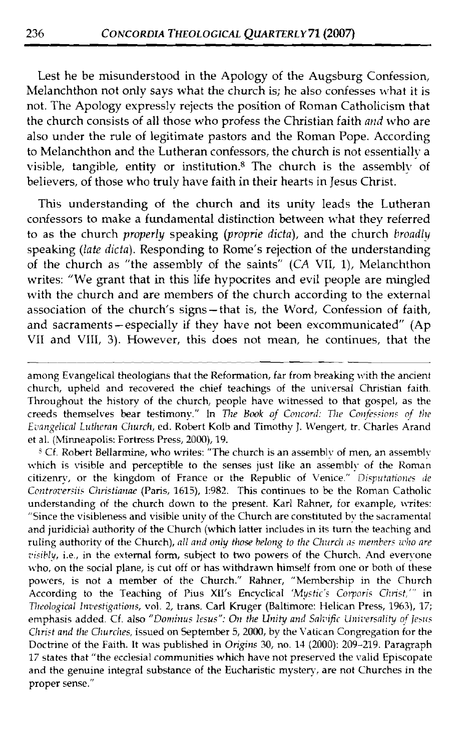Lest he be misunderstood in the Apology of the Augsburg Confession, Melanchthon not only says what the church is; he also confesses what it is not. The Apology expressly rejects the position of Roman Catholicism that the church consists of all those who profess the Christian faith *and* who are also under the rule of legitimate pastors and the Roman Pope. According to Melanchthon and the Lutheran confessors, the church is not essentially a visible, tangible, entity or institution.[8] The church is the assembly of believers, of those who truly have faith in their hearts in Jesus Christ.

This understanding of the church and its unity leads the Lutheran confessors to make a fundamental distinction between what they referred to as the church *properly* speaking (*proprie dicta*), and the church *broadly* speaking (*late dicta*). Responding to Rome's rejection of the understanding of the church as "the assembly of the saints" (*CA* VII, 1), Melanchthon writes: "We grant that in this life hypocrites and evil people are mingled with the church and are members of the church according to the external association of the church's signs—that is, the Word, Confession of faith, and sacraments—especially if they have not been excommunicated" (Ap VII and VIII, 3). However, this does not mean, he continues, that the

---

among Evangelical theologians that the Reformation, far from breaking with the ancient church, upheld and recovered the chief teachings of the universal Christian faith. Throughout the history of the church, people have witnessed to that gospel, as the creeds themselves bear testimony." In *The Book of Concord: The Confessions of the Evangelical Lutheran Church*, ed. Robert Kolb and Timothy J. Wengert, tr. Charles Arand et al. (Minneapolis: Fortress Press, 2000), 19.

[8] Cf. Robert Bellarmine, who writes: "The church is an assembly of men, an assembly which is visible and perceptible to the senses just like an assembly of the Roman citizenry, or the kingdom of France or the Republic of Venice." *Disputationes de Controversiis Christianae* (Paris, 1615), I:982. This continues to be the Roman Catholic understanding of the church down to the present. Karl Rahner, for example, writes: "Since the visibleness and visible unity of the Church are constituted by the sacramental and juridicial authority of the Church (which latter includes in its turn the teaching and ruling authority of the Church), *all and only those belong to the Church as members who are visibly*, i.e., in the external form, subject to two powers of the Church. And everyone who, on the social plane, is cut off or has withdrawn himself from one or both of these powers, is not a member of the Church." Rahner, "Membership in the Church According to the Teaching of Pius XII's Encyclical *'Mystic's Corporis Christ,'*" in *Theological Investigations*, vol. 2, trans. Carl Kruger (Baltimore: Helican Press, 1963), 17; emphasis added. Cf. also *"Dominus Iesus": On the Unity and Salvific Universality of Jesus Christ and the Churches*, issued on September 5, 2000, by the Vatican Congregation for the Doctrine of the Faith. It was published in *Origins* 30, no. 14 (2000): 209–219. Paragraph 17 states that "the ecclesial communities which have not preserved the valid Episcopate and the genuine integral substance of the Eucharistic mystery, are not Churches in the proper sense."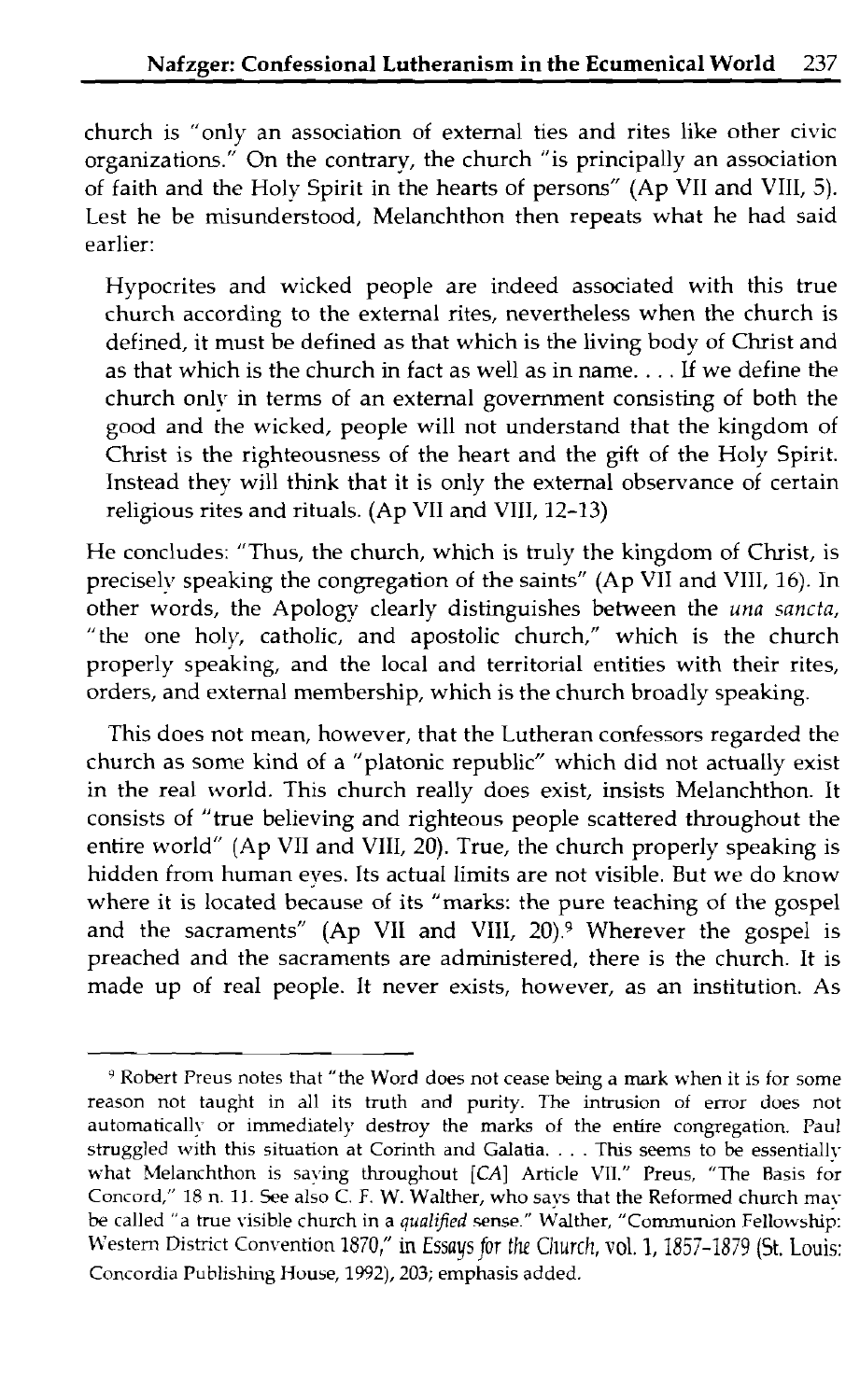church is "only an association of external ties and rites like other civic organizations." On the contrary, the church "is principally an association of faith and the Holy Spirit in the hearts of persons" (Ap VII and VIII, 5). Lest he be misunderstood, Melanchthon then repeats what he had said earlier:

> Hypocrites and wicked people are indeed associated with this true church according to the external rites, nevertheless when the church is defined, it must be defined as that which is the living body of Christ and as that which is the church in fact as well as in name. . . . If we define the church only in terms of an external government consisting of both the good and the wicked, people will not understand that the kingdom of Christ is the righteousness of the heart and the gift of the Holy Spirit. Instead they will think that it is only the external observance of certain religious rites and rituals. (Ap VII and VIII, 12-13)

He concludes: "Thus, the church, which is truly the kingdom of Christ, is precisely speaking the congregation of the saints" (Ap VII and VIII, 16). In other words, the Apology clearly distinguishes between the *una sancta*, "the one holy, catholic, and apostolic church," which is the church properly speaking, and the local and territorial entities with their rites, orders, and external membership, which is the church broadly speaking.

This does not mean, however, that the Lutheran confessors regarded the church as some kind of a "platonic republic" which did not actually exist in the real world. This church really does exist, insists Melanchthon. It consists of "true believing and righteous people scattered throughout the entire world" (Ap VII and VIII, 20). True, the church properly speaking is hidden from human eyes. Its actual limits are not visible. But we do know where it is located because of its "marks: the pure teaching of the gospel and the sacraments" (Ap VII and VIII, 20).[9] Wherever the gospel is preached and the sacraments are administered, there is the church. It is made up of real people. It never exists, however, as an institution. As

---

[9] Robert Preus notes that "the Word does not cease being a mark when it is for some reason not taught in all its truth and purity. The intrusion of error does not automatically or immediately destroy the marks of the entire congregation. Paul struggled with this situation at Corinth and Galatia. . . . This seems to be essentially what Melanchthon is saying throughout [CA] Article VII." Preus, "The Basis for Concord," 18 n. 11. See also C. F. W. Walther, who says that the Reformed church may be called "a true visible church in a *qualified* sense." Walther, "Communion Fellowship: Western District Convention 1870," in *Essays for the Church*, vol. 1, 1857-1879 (St. Louis: Concordia Publishing House, 1992), 203; emphasis added.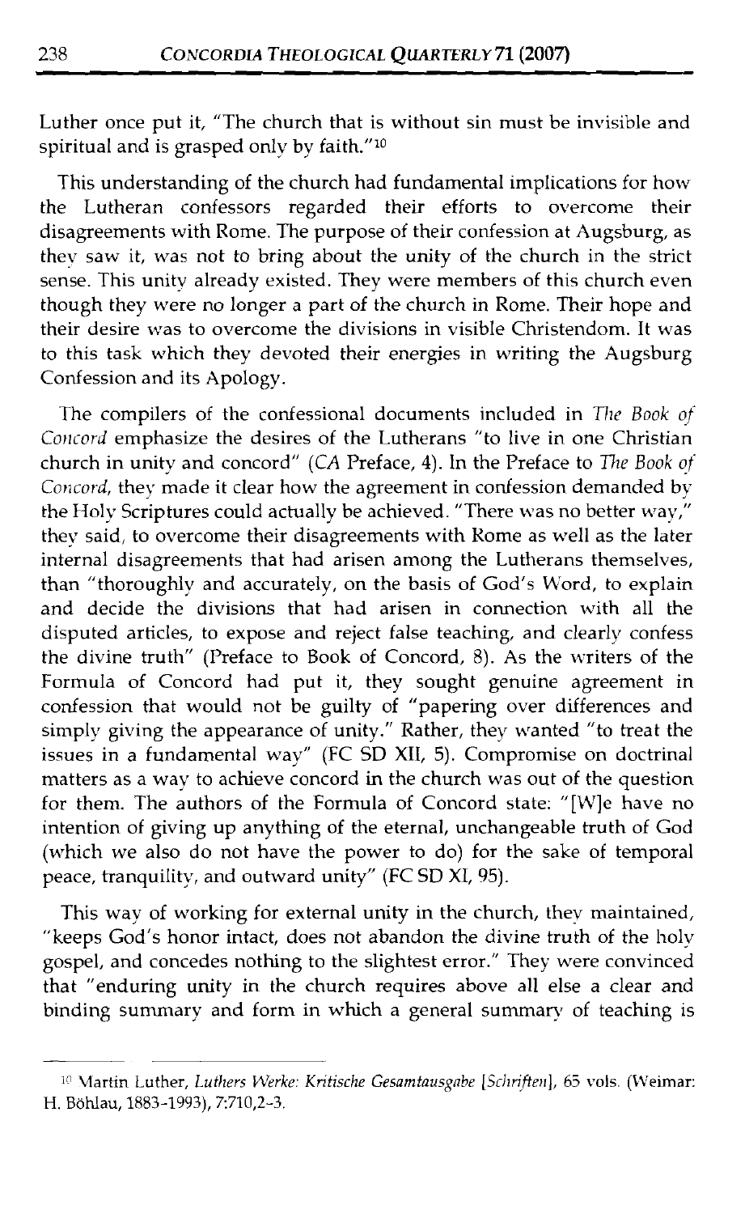Luther once put it, "The church that is without sin must be invisible and spiritual and is grasped only by faith."[10]

This understanding of the church had fundamental implications for how the Lutheran confessors regarded their efforts to overcome their disagreements with Rome. The purpose of their confession at Augsburg, as they saw it, was not to bring about the unity of the church in the strict sense. This unity already existed. They were members of this church even though they were no longer a part of the church in Rome. Their hope and their desire was to overcome the divisions in visible Christendom. It was to this task which they devoted their energies in writing the Augsburg Confession and its Apology.

The compilers of the confessional documents included in *The Book of Concord* emphasize the desires of the Lutherans "to live in one Christian church in unity and concord" (*CA* Preface, 4). In the Preface to *The Book of Concord*, they made it clear how the agreement in confession demanded by the Holy Scriptures could actually be achieved. "There was no better way," they said, to overcome their disagreements with Rome as well as the later internal disagreements that had arisen among the Lutherans themselves, than "thoroughly and accurately, on the basis of God's Word, to explain and decide the divisions that had arisen in connection with all the disputed articles, to expose and reject false teaching, and clearly confess the divine truth" (Preface to Book of Concord, 8). As the writers of the Formula of Concord had put it, they sought genuine agreement in confession that would not be guilty of "papering over differences and simply giving the appearance of unity." Rather, they wanted "to treat the issues in a fundamental way" (FC SD XII, 5). Compromise on doctrinal matters as a way to achieve concord in the church was out of the question for them. The authors of the Formula of Concord state: "[W]e have no intention of giving up anything of the eternal, unchangeable truth of God (which we also do not have the power to do) for the sake of temporal peace, tranquility, and outward unity" (FC SD XI, 95).

This way of working for external unity in the church, they maintained, "keeps God's honor intact, does not abandon the divine truth of the holy gospel, and concedes nothing to the slightest error." They were convinced that "enduring unity in the church requires above all else a clear and binding summary and form in which a general summary of teaching is

---

[10] Martin Luther, *Luthers Werke: Kritische Gesamtausgabe [Schriften]*, 65 vols. (Weimar: H. Böhlau, 1883-1993), 7:710,2-3.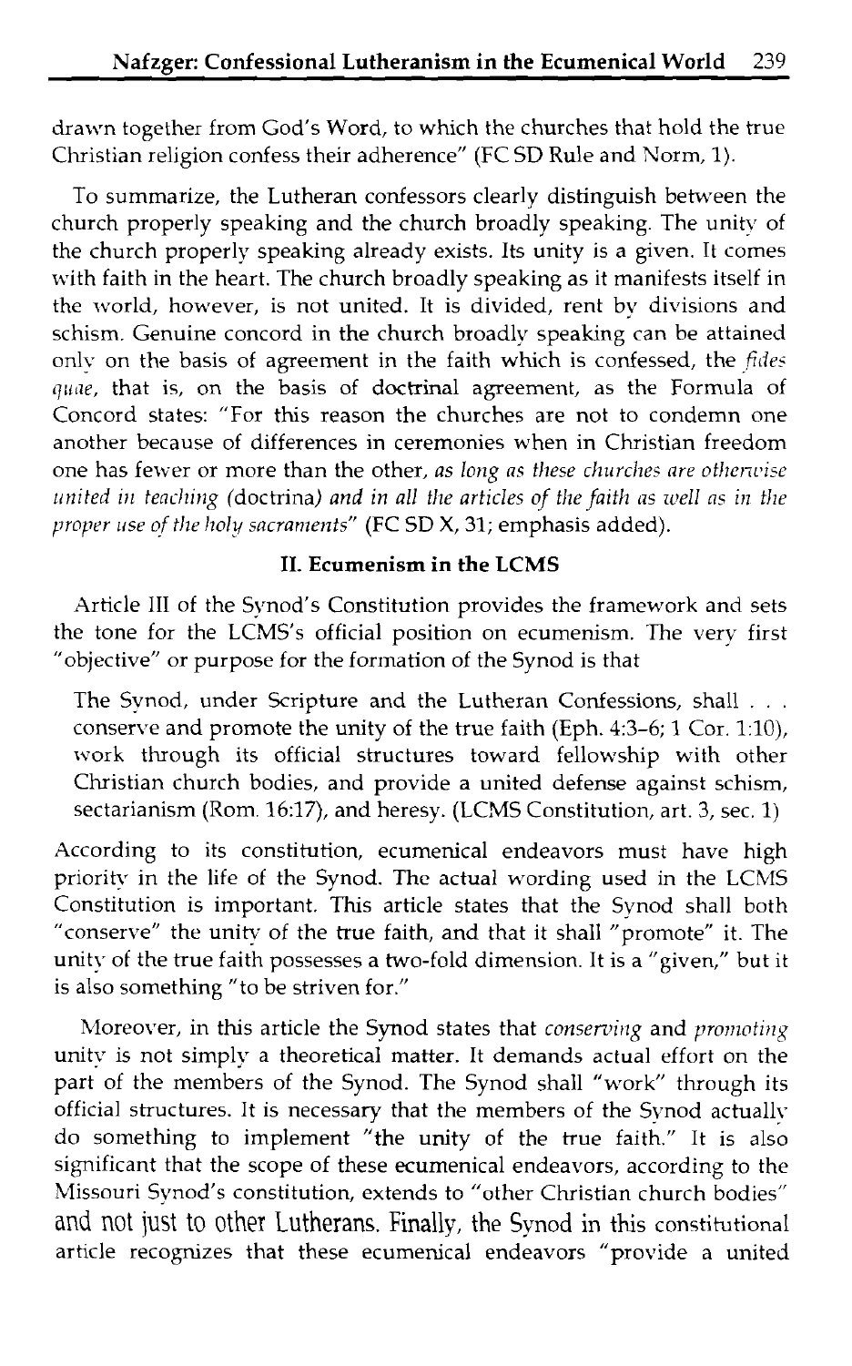drawn together from God's Word, to which the churches that hold the true Christian religion confess their adherence" (FC SD Rule and Norm, 1).

To summarize, the Lutheran confessors clearly distinguish between the church properly speaking and the church broadly speaking. The unity of the church properly speaking already exists. Its unity is a given. It comes with faith in the heart. The church broadly speaking as it manifests itself in the world, however, is not united. It is divided, rent by divisions and schism. Genuine concord in the church broadly speaking can be attained only on the basis of agreement in the faith which is confessed, the *fides quae*, that is, on the basis of doctrinal agreement, as the Formula of Concord states: "For this reason the churches are not to condemn one another because of differences in ceremonies when in Christian freedom one has fewer or more than the other, *as long as these churches are otherwise united in teaching (*doctrina*) and in all the articles of the faith as well as in the proper use of the holy sacraments*" (FC SD X, 31; emphasis added).

## II. Ecumenism in the LCMS

Article III of the Synod's Constitution provides the framework and sets the tone for the LCMS's official position on ecumenism. The very first "objective" or purpose for the formation of the Synod is that

> The Synod, under Scripture and the Lutheran Confessions, shall . . . conserve and promote the unity of the true faith (Eph. 4:3–6; 1 Cor. 1:10), work through its official structures toward fellowship with other Christian church bodies, and provide a united defense against schism, sectarianism (Rom. 16:17), and heresy. (LCMS Constitution, art. 3, sec. 1)

According to its constitution, ecumenical endeavors must have high priority in the life of the Synod. The actual wording used in the LCMS Constitution is important. This article states that the Synod shall both "conserve" the unity of the true faith, and that it shall "promote" it. The unity of the true faith possesses a two-fold dimension. It is a "given," but it is also something "to be striven for."

Moreover, in this article the Synod states that *conserving* and *promoting* unity is not simply a theoretical matter. It demands actual effort on the part of the members of the Synod. The Synod shall "work" through its official structures. It is necessary that the members of the Synod actually do something to implement "the unity of the true faith." It is also significant that the scope of these ecumenical endeavors, according to the Missouri Synod's constitution, extends to "other Christian church bodies" and not just to other Lutherans. Finally, the Synod in this constitutional article recognizes that these ecumenical endeavors "provide a united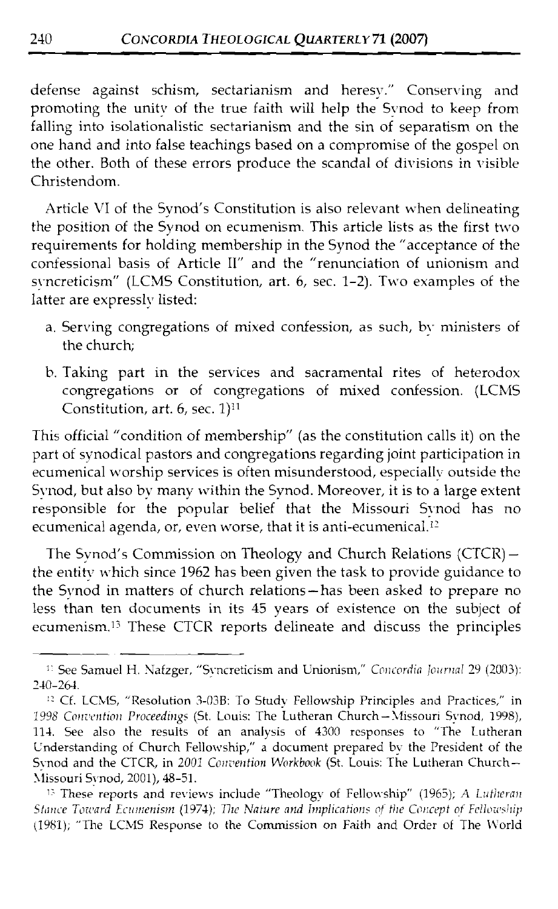defense against schism, sectarianism and heresy." Conserving and promoting the unity of the true faith will help the Synod to keep from falling into isolationalistic sectarianism and the sin of separatism on the one hand and into false teachings based on a compromise of the gospel on the other. Both of these errors produce the scandal of divisions in visible Christendom.

Article VI of the Synod's Constitution is also relevant when delineating the position of the Synod on ecumenism. This article lists as the first two requirements for holding membership in the Synod the "acceptance of the confessional basis of Article II" and the "renunciation of unionism and syncreticism" (LCMS Constitution, art. 6, sec. 1–2). Two examples of the latter are expressly listed:

a. Serving congregations of mixed confession, as such, by ministers of the church;

b. Taking part in the services and sacramental rites of heterodox congregations or of congregations of mixed confession. (LCMS Constitution, art. 6, sec. 1)[11]

This official "condition of membership" (as the constitution calls it) on the part of synodical pastors and congregations regarding joint participation in ecumenical worship services is often misunderstood, especially outside the Synod, but also by many within the Synod. Moreover, it is to a large extent responsible for the popular belief that the Missouri Synod has no ecumenical agenda, or, even worse, that it is anti-ecumenical.[12]

The Synod's Commission on Theology and Church Relations (CTCR)—the entity which since 1962 has been given the task to provide guidance to the Synod in matters of church relations—has been asked to prepare no less than ten documents in its 45 years of existence on the subject of ecumenism.[13] These CTCR reports delineate and discuss the principles

---

[11] See Samuel H. Nafzger, "Syncreticism and Unionism," *Concordia Journal* 29 (2003): 240–264.

[12] Cf. LCMS, "Resolution 3-03B: To Study Fellowship Principles and Practices," in *1998 Convention Proceedings* (St. Louis: The Lutheran Church—Missouri Synod, 1998), 114. See also the results of an analysis of 4300 responses to "The Lutheran Understanding of Church Fellowship," a document prepared by the President of the Synod and the CTCR, in *2001 Convention Workbook* (St. Louis: The Lutheran Church—Missouri Synod, 2001), 48–51.

[13] These reports and reviews include "Theology of Fellowship" (1965); *A Lutheran Stance Toward Ecumenism* (1974); *The Nature and Implications of the Concept of Fellowship* (1981); "The LCMS Response to the Commission on Faith and Order of The World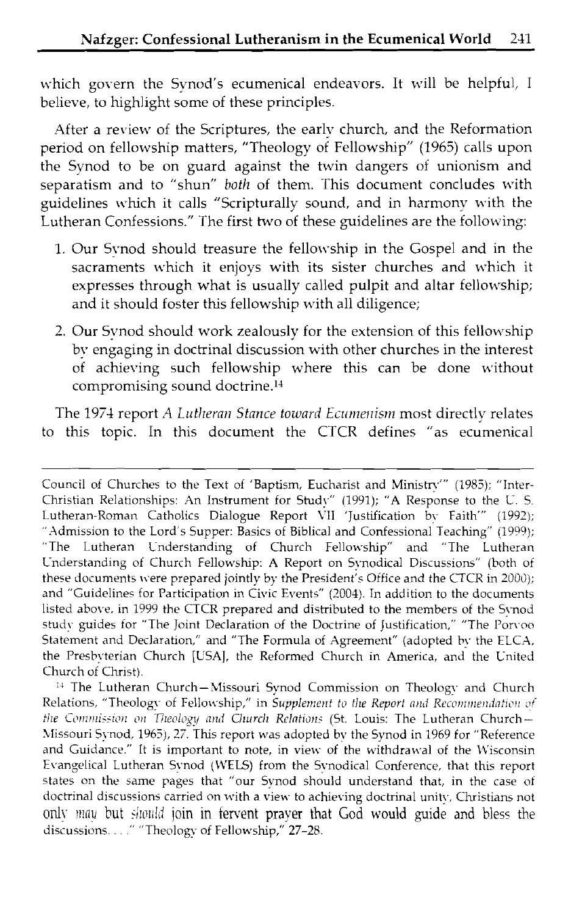which govern the Synod's ecumenical endeavors. It will be helpful, I believe, to highlight some of these principles.

After a review of the Scriptures, the early church, and the Reformation period on fellowship matters, "Theology of Fellowship" (1965) calls upon the Synod to be on guard against the twin dangers of unionism and separatism and to "shun" *both* of them. This document concludes with guidelines which it calls "Scripturally sound, and in harmony with the Lutheran Confessions." The first two of these guidelines are the following:

1. Our Synod should treasure the fellowship in the Gospel and in the sacraments which it enjoys with its sister churches and which it expresses through what is usually called pulpit and altar fellowship; and it should foster this fellowship with all diligence;
2. Our Synod should work zealously for the extension of this fellowship by engaging in doctrinal discussion with other churches in the interest of achieving such fellowship where this can be done without compromising sound doctrine.[14]

The 1974 report *A Lutheran Stance toward Ecumenism* most directly relates to this topic. In this document the CTCR defines "as ecumenical

---

Council of Churches to the Text of 'Baptism, Eucharist and Ministry'" (1985); "Inter-Christian Relationships: An Instrument for Study" (1991); "A Response to the U. S. Lutheran-Roman Catholics Dialogue Report VII 'Justification by Faith'" (1992); "Admission to the Lord's Supper: Basics of Biblical and Confessional Teaching" (1999); "The Lutheran Understanding of Church Fellowship" and "The Lutheran Understanding of Church Fellowship: A Report on Synodical Discussions" (both of these documents were prepared jointly by the President's Office and the CTCR in 2000); and "Guidelines for Participation in Civic Events" (2004). In addition to the documents listed above, in 1999 the CTCR prepared and distributed to the members of the Synod study guides for "The Joint Declaration of the Doctrine of Justification," "The Porvoo Statement and Declaration," and "The Formula of Agreement" (adopted by the ELCA, the Presbyterian Church [USA], the Reformed Church in America, and the United Church of Christ).

[14] The Lutheran Church—Missouri Synod Commission on Theology and Church Relations, "Theology of Fellowship," in *Supplement to the Report and Recommendation of the Commission on Theology and Church Relations* (St. Louis: The Lutheran Church—Missouri Synod, 1965), 27. This report was adopted by the Synod in 1969 for "Reference and Guidance." It is important to note, in view of the withdrawal of the Wisconsin Evangelical Lutheran Synod (WELS) from the Synodical Conference, that this report states on the same pages that "our Synod should understand that, in the case of doctrinal discussions carried on with a view to achieving doctrinal unity, Christians not only *may* but *should* join in fervent prayer that God would guide and bless the discussions. . . ." "Theology of Fellowship," 27–28.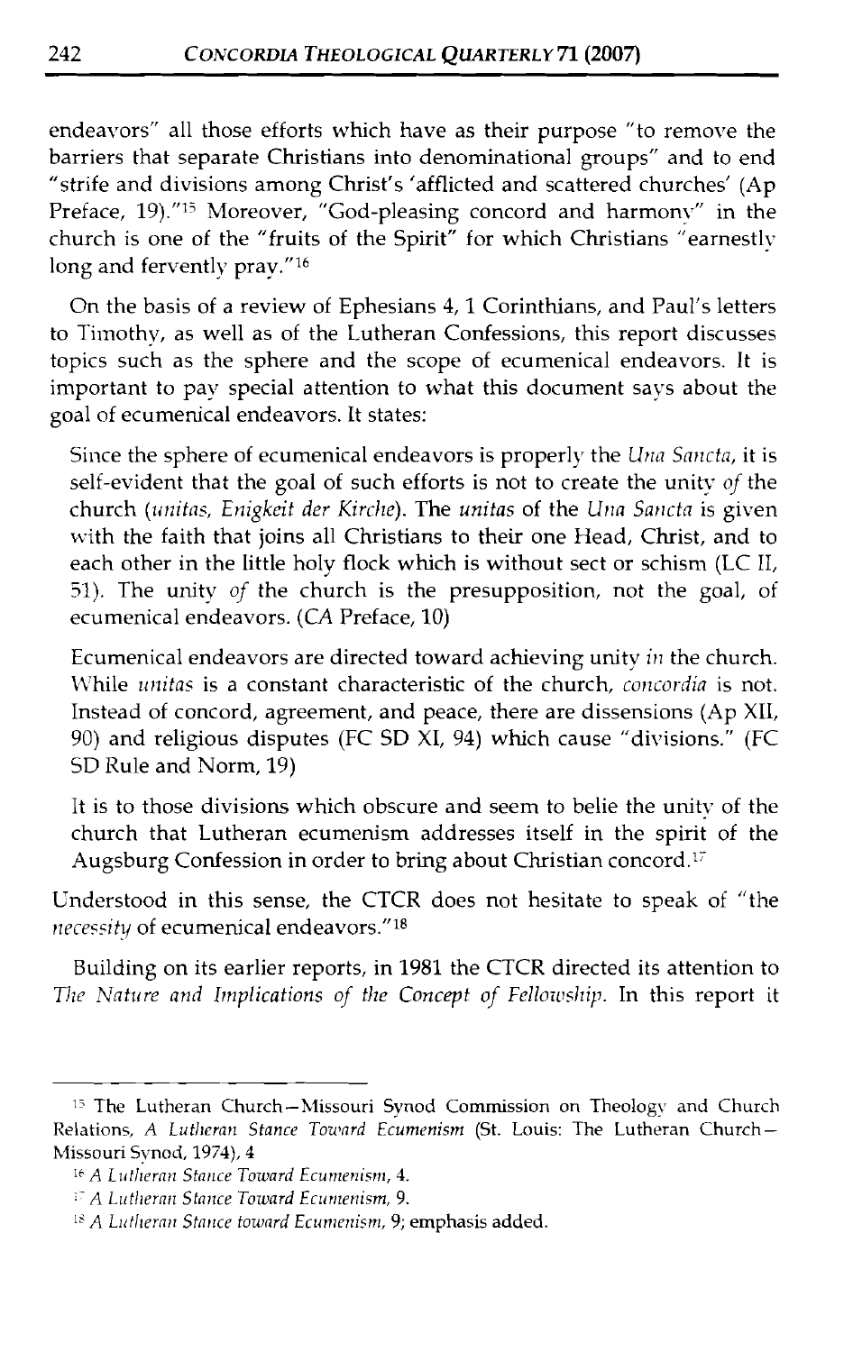endeavors" all those efforts which have as their purpose "to remove the barriers that separate Christians into denominational groups" and to end "strife and divisions among Christ's 'afflicted and scattered churches' (Ap Preface, 19)."[15] Moreover, "God-pleasing concord and harmony" in the church is one of the "fruits of the Spirit" for which Christians "earnestly long and fervently pray."[16]

On the basis of a review of Ephesians 4, 1 Corinthians, and Paul's letters to Timothy, as well as of the Lutheran Confessions, this report discusses topics such as the sphere and the scope of ecumenical endeavors. It is important to pay special attention to what this document says about the goal of ecumenical endeavors. It states:

> Since the sphere of ecumenical endeavors is properly the *Una Sancta*, it is self-evident that the goal of such efforts is not to create the unity *of* the church (*unitas, Enigkeit der Kirche*). The *unitas* of the *Una Sancta* is given with the faith that joins all Christians to their one Head, Christ, and to each other in the little holy flock which is without sect or schism (LC II, 51). The unity *of* the church is the presupposition, not the goal, of ecumenical endeavors. (CA Preface, 10)
>
> Ecumenical endeavors are directed toward achieving unity *in* the church. While *unitas* is a constant characteristic of the church, *concordia* is not. Instead of concord, agreement, and peace, there are dissensions (Ap XII, 90) and religious disputes (FC SD XI, 94) which cause "divisions." (FC SD Rule and Norm, 19)
>
> It is to those divisions which obscure and seem to belie the unity of the church that Lutheran ecumenism addresses itself in the spirit of the Augsburg Confession in order to bring about Christian concord.[17]

Understood in this sense, the CTCR does not hesitate to speak of "the *necessity* of ecumenical endeavors."[18]

Building on its earlier reports, in 1981 the CTCR directed its attention to *The Nature and Implications of the Concept of Fellowship*. In this report it

---

[15] The Lutheran Church—Missouri Synod Commission on Theology and Church Relations, *A Lutheran Stance Toward Ecumenism* (St. Louis: The Lutheran Church—Missouri Synod, 1974), 4

[16] *A Lutheran Stance Toward Ecumenism*, 4.

[17] *A Lutheran Stance Toward Ecumenism*, 9.

[18] *A Lutheran Stance toward Ecumenism*, 9; emphasis added.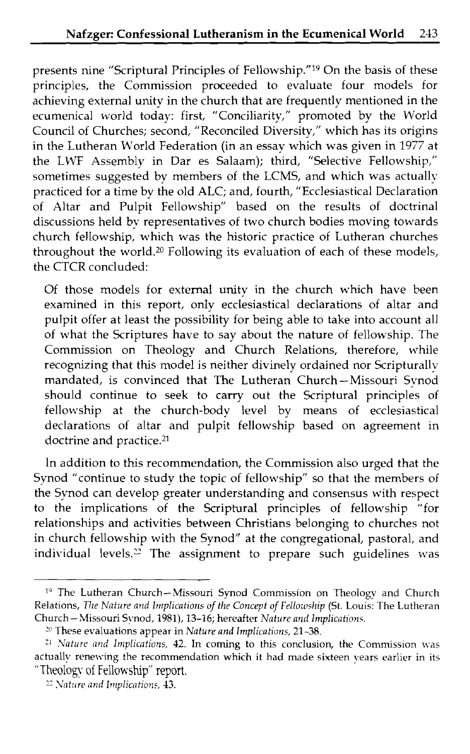presents nine "Scriptural Principles of Fellowship."[19] On the basis of these principles, the Commission proceeded to evaluate four models for achieving external unity in the church that are frequently mentioned in the ecumenical world today: first, "Conciliarity," promoted by the World Council of Churches; second, "Reconciled Diversity," which has its origins in the Lutheran World Federation (in an essay which was given in 1977 at the LWF Assembly in Dar es Salaam); third, "Selective Fellowship," sometimes suggested by members of the LCMS, and which was actually practiced for a time by the old ALC; and, fourth, "Ecclesiastical Declaration of Altar and Pulpit Fellowship" based on the results of doctrinal discussions held by representatives of two church bodies moving towards church fellowship, which was the historic practice of Lutheran churches throughout the world.[20] Following its evaluation of each of these models, the CTCR concluded:

> Of those models for external unity in the church which have been examined in this report, only ecclesiastical declarations of altar and pulpit offer at least the possibility for being able to take into account all of what the Scriptures have to say about the nature of fellowship. The Commission on Theology and Church Relations, therefore, while recognizing that this model is neither divinely ordained nor Scripturally mandated, is convinced that The Lutheran Church—Missouri Synod should continue to seek to carry out the Scriptural principles of fellowship at the church-body level by means of ecclesiastical declarations of altar and pulpit fellowship based on agreement in doctrine and practice.[21]

In addition to this recommendation, the Commission also urged that the Synod "continue to study the topic of fellowship" so that the members of the Synod can develop greater understanding and consensus with respect to the implications of the Scriptural principles of fellowship "for relationships and activities between Christians belonging to churches not in church fellowship with the Synod" at the congregational, pastoral, and individual levels.[22] The assignment to prepare such guidelines was

---

[19] The Lutheran Church—Missouri Synod Commission on Theology and Church Relations, *The Nature and Implications of the Concept of Fellowship* (St. Louis: The Lutheran Church—Missouri Synod, 1981), 13–16; hereafter *Nature and Implications*.

[20] These evaluations appear in *Nature and Implications*, 21–38.

[21] *Nature and Implications*, 42. In coming to this conclusion, the Commission was actually renewing the recommendation which it had made sixteen years earlier in its "Theology of Fellowship" report.

[22] *Nature and Implications*, 43.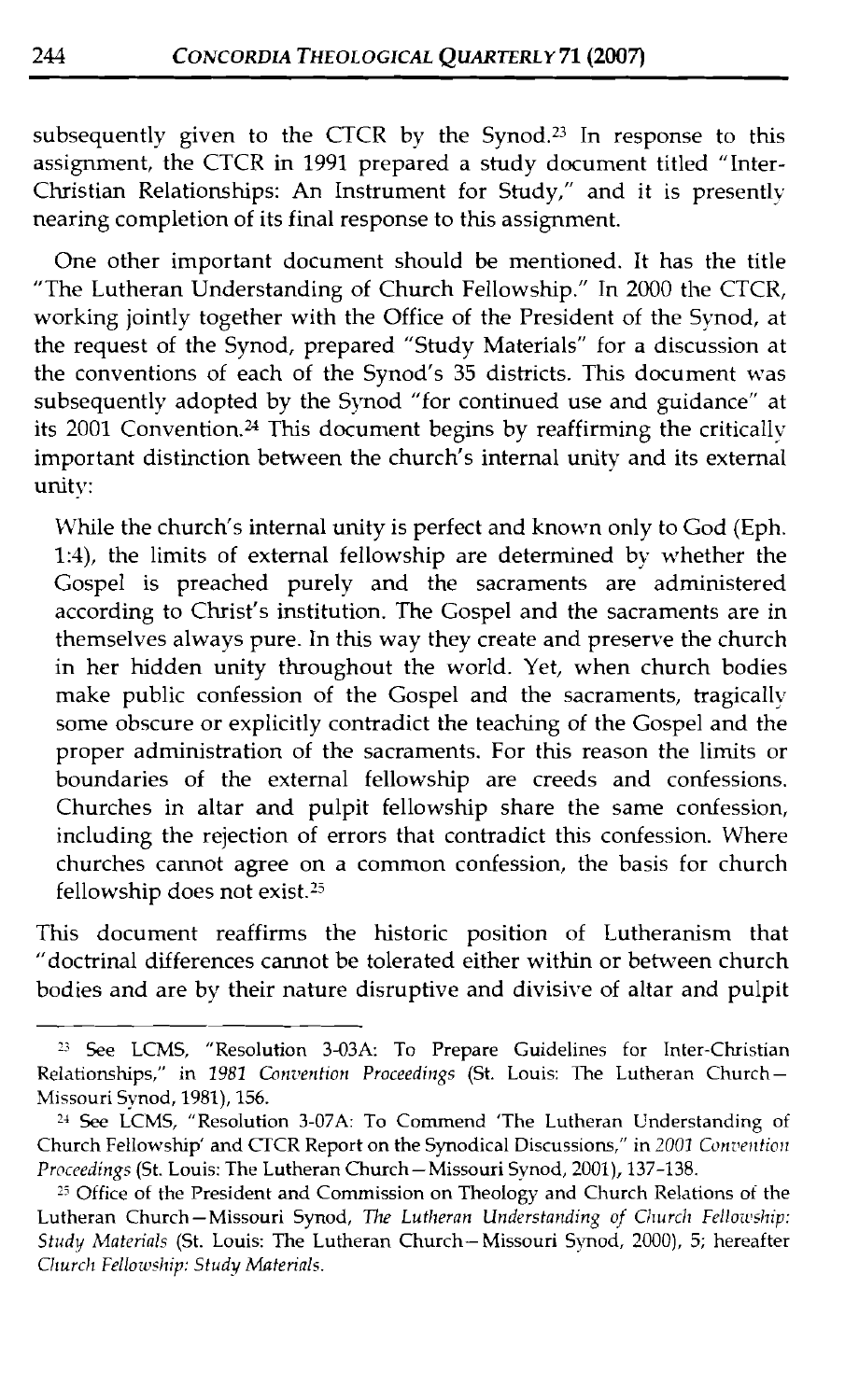subsequently given to the CTCR by the Synod.[23] In response to this assignment, the CTCR in 1991 prepared a study document titled "Inter-Christian Relationships: An Instrument for Study," and it is presently nearing completion of its final response to this assignment.

One other important document should be mentioned. It has the title "The Lutheran Understanding of Church Fellowship." In 2000 the CTCR, working jointly together with the Office of the President of the Synod, at the request of the Synod, prepared "Study Materials" for a discussion at the conventions of each of the Synod's 35 districts. This document was subsequently adopted by the Synod "for continued use and guidance" at its 2001 Convention.[24] This document begins by reaffirming the critically important distinction between the church's internal unity and its external unity:

> While the church's internal unity is perfect and known only to God (Eph. 1:4), the limits of external fellowship are determined by whether the Gospel is preached purely and the sacraments are administered according to Christ's institution. The Gospel and the sacraments are in themselves always pure. In this way they create and preserve the church in her hidden unity throughout the world. Yet, when church bodies make public confession of the Gospel and the sacraments, tragically some obscure or explicitly contradict the teaching of the Gospel and the proper administration of the sacraments. For this reason the limits or boundaries of the external fellowship are creeds and confessions. Churches in altar and pulpit fellowship share the same confession, including the rejection of errors that contradict this confession. Where churches cannot agree on a common confession, the basis for church fellowship does not exist.[25]

This document reaffirms the historic position of Lutheranism that "doctrinal differences cannot be tolerated either within or between church bodies and are by their nature disruptive and divisive of altar and pulpit

---

[23] See LCMS, "Resolution 3-03A: To Prepare Guidelines for Inter-Christian Relationships," in *1981 Convention Proceedings* (St. Louis: The Lutheran Church—Missouri Synod, 1981), 156.

[24] See LCMS, "Resolution 3-07A: To Commend 'The Lutheran Understanding of Church Fellowship' and CTCR Report on the Synodical Discussions," in *2001 Convention Proceedings* (St. Louis: The Lutheran Church—Missouri Synod, 2001), 137–138.

[25] Office of the President and Commission on Theology and Church Relations of the Lutheran Church—Missouri Synod, *The Lutheran Understanding of Church Fellowship: Study Materials* (St. Louis: The Lutheran Church—Missouri Synod, 2000), 5; hereafter *Church Fellowship: Study Materials*.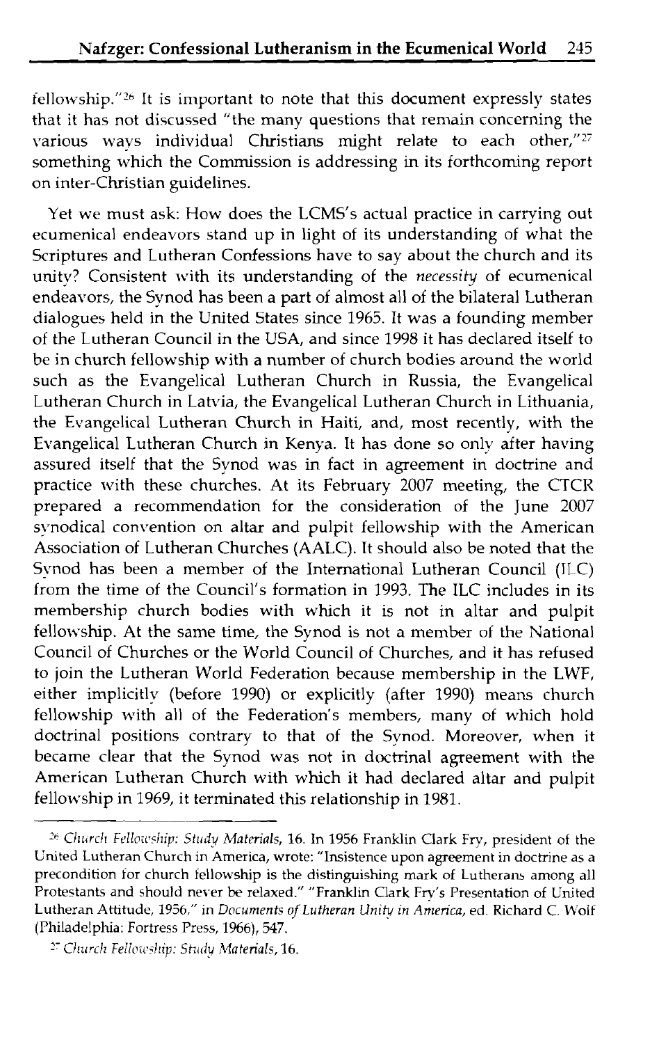fellowship."[26] It is important to note that this document expressly states that it has not discussed "the many questions that remain concerning the various ways individual Christians might relate to each other,"[27] something which the Commission is addressing in its forthcoming report on inter-Christian guidelines.

Yet we must ask: How does the LCMS's actual practice in carrying out ecumenical endeavors stand up in light of its understanding of what the Scriptures and Lutheran Confessions have to say about the church and its unity? Consistent with its understanding of the *necessity* of ecumenical endeavors, the Synod has been a part of almost all of the bilateral Lutheran dialogues held in the United States since 1965. It was a founding member of the Lutheran Council in the USA, and since 1998 it has declared itself to be in church fellowship with a number of church bodies around the world such as the Evangelical Lutheran Church in Russia, the Evangelical Lutheran Church in Latvia, the Evangelical Lutheran Church in Lithuania, the Evangelical Lutheran Church in Haiti, and, most recently, with the Evangelical Lutheran Church in Kenya. It has done so only after having assured itself that the Synod was in fact in agreement in doctrine and practice with these churches. At its February 2007 meeting, the CTCR prepared a recommendation for the consideration of the June 2007 synodical convention on altar and pulpit fellowship with the American Association of Lutheran Churches (AALC). It should also be noted that the Synod has been a member of the International Lutheran Council (ILC) from the time of the Council's formation in 1993. The ILC includes in its membership church bodies with which it is not in altar and pulpit fellowship. At the same time, the Synod is not a member of the National Council of Churches or the World Council of Churches, and it has refused to join the Lutheran World Federation because membership in the LWF, either implicitly (before 1990) or explicitly (after 1990) means church fellowship with all of the Federation's members, many of which hold doctrinal positions contrary to that of the Synod. Moreover, when it became clear that the Synod was not in doctrinal agreement with the American Lutheran Church with which it had declared altar and pulpit fellowship in 1969, it terminated this relationship in 1981.

---

[26] *Church Fellowship: Study Materials*, 16. In 1956 Franklin Clark Fry, president of the United Lutheran Church in America, wrote: "Insistence upon agreement in doctrine as a precondition for church fellowship is the distinguishing mark of Lutherans among all Protestants and should never be relaxed." "Franklin Clark Fry's Presentation of United Lutheran Attitude, 1956," in *Documents of Lutheran Unity in America*, ed. Richard C. Wolf (Philadelphia: Fortress Press, 1966), 547.

[27] *Church Fellowship: Study Materials*, 16.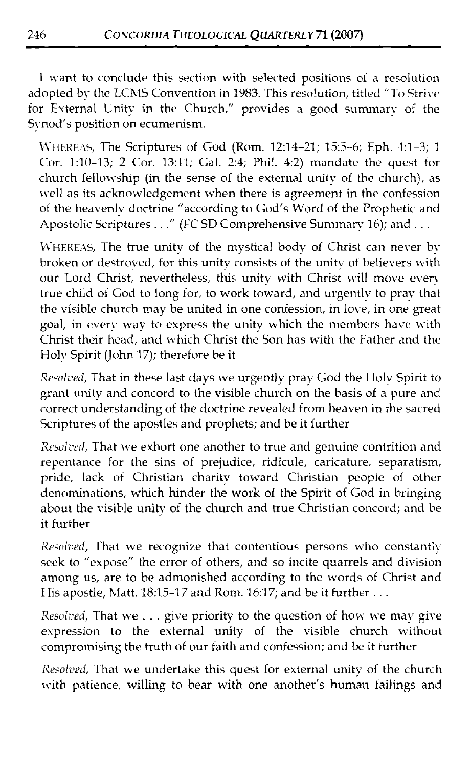I want to conclude this section with selected positions of a resolution adopted by the LCMS Convention in 1983. This resolution, titled "To Strive for External Unity in the Church," provides a good summary of the Synod's position on ecumenism.

> WHEREAS, The Scriptures of God (Rom. 12:14–21; 15:5–6; Eph. 4:1–3; 1 Cor. 1:10–13; 2 Cor. 13:11; Gal. 2:4; Phil. 4:2) mandate the quest for church fellowship (in the sense of the external unity of the church), as well as its acknowledgement when there is agreement in the confession of the heavenly doctrine "according to God's Word of the Prophetic and Apostolic Scriptures . . ." (*FC* SD Comprehensive Summary 16); and . . .
>
> WHEREAS, The true unity of the mystical body of Christ can never by broken or destroyed, for this unity consists of the unity of believers with our Lord Christ, nevertheless, this unity with Christ will move every true child of God to long for, to work toward, and urgently to pray that the visible church may be united in one confession, in love, in one great goal, in every way to express the unity which the members have with Christ their head, and which Christ the Son has with the Father and the Holy Spirit (John 17); therefore be it
>
> *Resolved*, That in these last days we urgently pray God the Holy Spirit to grant unity and concord to the visible church on the basis of a pure and correct understanding of the doctrine revealed from heaven in the sacred Scriptures of the apostles and prophets; and be it further
>
> *Resolved*, That we exhort one another to true and genuine contrition and repentance for the sins of prejudice, ridicule, caricature, separatism, pride, lack of Christian charity toward Christian people of other denominations, which hinder the work of the Spirit of God in bringing about the visible unity of the church and true Christian concord; and be it further
>
> *Resolved*, That we recognize that contentious persons who constantly seek to "expose" the error of others, and so incite quarrels and division among us, are to be admonished according to the words of Christ and His apostle, Matt. 18:15–17 and Rom. 16:17; and be it further . . .
>
> *Resolved*, That we . . . give priority to the question of how we may give expression to the external unity of the visible church without compromising the truth of our faith and confession; and be it further
>
> *Resolved*, That we undertake this quest for external unity of the church with patience, willing to bear with one another's human failings and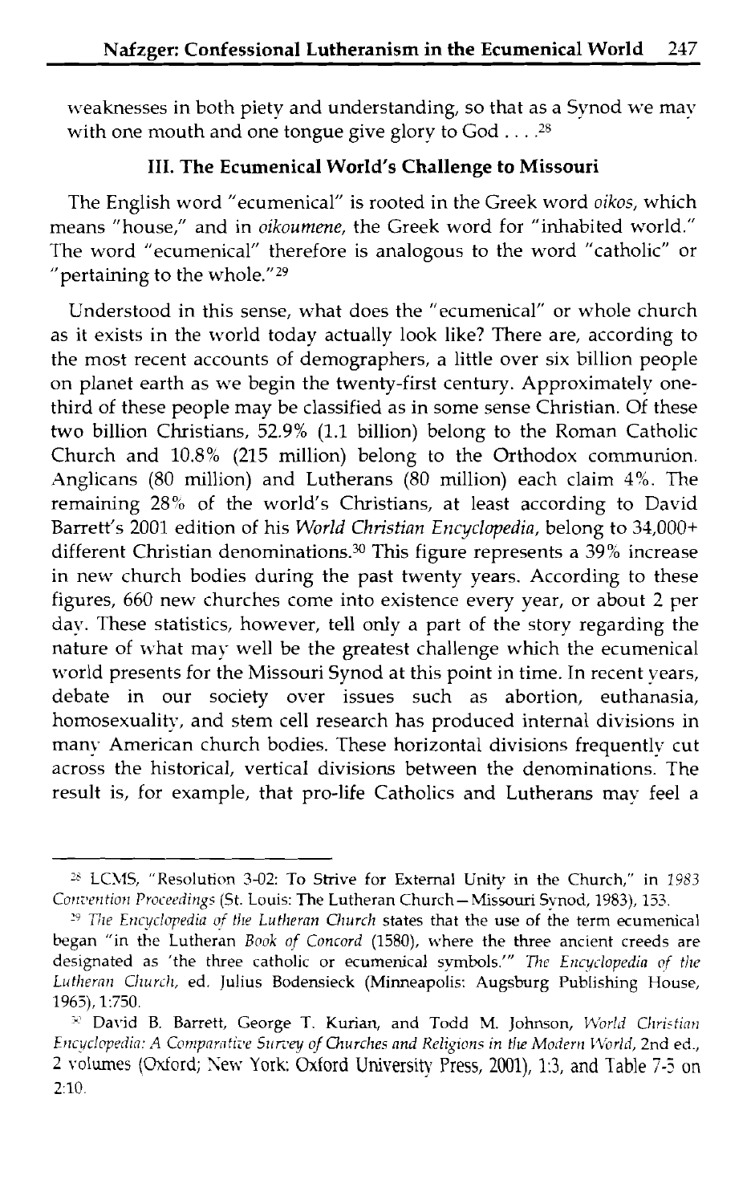weaknesses in both piety and understanding, so that as a Synod we may with one mouth and one tongue give glory to God . . . .[28]

### III. The Ecumenical World's Challenge to Missouri

The English word "ecumenical" is rooted in the Greek word *oikos*, which means "house," and in *oikoumene*, the Greek word for "inhabited world." The word "ecumenical" therefore is analogous to the word "catholic" or "pertaining to the whole."[29]

Understood in this sense, what does the "ecumenical" or whole church as it exists in the world today actually look like? There are, according to the most recent accounts of demographers, a little over six billion people on planet earth as we begin the twenty-first century. Approximately one-third of these people may be classified as in some sense Christian. Of these two billion Christians, 52.9% (1.1 billion) belong to the Roman Catholic Church and 10.8% (215 million) belong to the Orthodox communion. Anglicans (80 million) and Lutherans (80 million) each claim 4%. The remaining 28% of the world's Christians, at least according to David Barrett's 2001 edition of his *World Christian Encyclopedia*, belong to 34,000+ different Christian denominations.[30] This figure represents a 39% increase in new church bodies during the past twenty years. According to these figures, 660 new churches come into existence every year, or about 2 per day. These statistics, however, tell only a part of the story regarding the nature of what may well be the greatest challenge which the ecumenical world presents for the Missouri Synod at this point in time. In recent years, debate in our society over issues such as abortion, euthanasia, homosexuality, and stem cell research has produced internal divisions in many American church bodies. These horizontal divisions frequently cut across the historical, vertical divisions between the denominations. The result is, for example, that pro-life Catholics and Lutherans may feel a

---

[28] LCMS, "Resolution 3-02: To Strive for External Unity in the Church," in *1983 Convention Proceedings* (St. Louis: The Lutheran Church—Missouri Synod, 1983), 153.

[29] *The Encyclopedia of the Lutheran Church* states that the use of the term ecumenical began "in the Lutheran *Book of Concord* (1580), where the three ancient creeds are designated as 'the three catholic or ecumenical symbols.'" *The Encyclopedia of the Lutheran Church*, ed. Julius Bodensieck (Minneapolis: Augsburg Publishing House, 1965), 1:750.

[30] David B. Barrett, George T. Kurian, and Todd M. Johnson, *World Christian Encyclopedia: A Comparative Survey of Churches and Religions in the Modern World*, 2nd ed., 2 volumes (Oxford; New York: Oxford University Press, 2001), 1:3, and Table 7-5 on 2:10.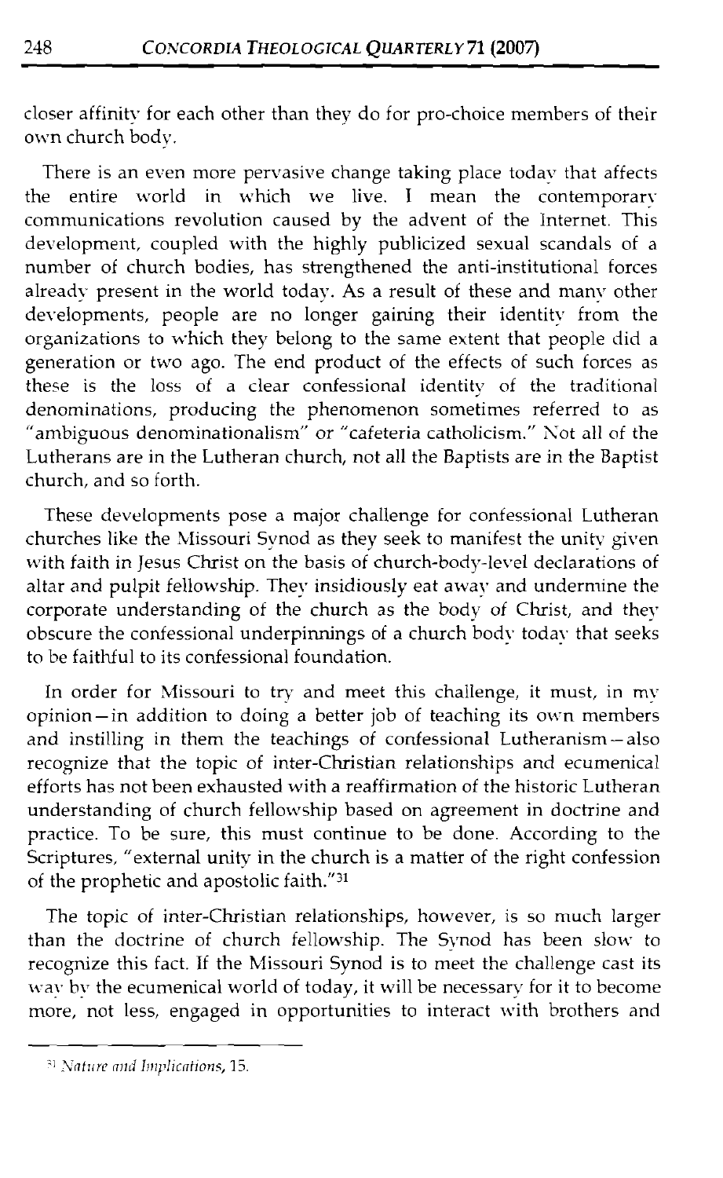closer affinity for each other than they do for pro-choice members of their own church body.

There is an even more pervasive change taking place today that affects the entire world in which we live. I mean the contemporary communications revolution caused by the advent of the Internet. This development, coupled with the highly publicized sexual scandals of a number of church bodies, has strengthened the anti-institutional forces already present in the world today. As a result of these and many other developments, people are no longer gaining their identity from the organizations to which they belong to the same extent that people did a generation or two ago. The end product of the effects of such forces as these is the loss of a clear confessional identity of the traditional denominations, producing the phenomenon sometimes referred to as "ambiguous denominationalism" or "cafeteria catholicism." Not all of the Lutherans are in the Lutheran church, not all the Baptists are in the Baptist church, and so forth.

These developments pose a major challenge for confessional Lutheran churches like the Missouri Synod as they seek to manifest the unity given with faith in Jesus Christ on the basis of church-body-level declarations of altar and pulpit fellowship. They insidiously eat away and undermine the corporate understanding of the church as the body of Christ, and they obscure the confessional underpinnings of a church body today that seeks to be faithful to its confessional foundation.

In order for Missouri to try and meet this challenge, it must, in my opinion—in addition to doing a better job of teaching its own members and instilling in them the teachings of confessional Lutheranism—also recognize that the topic of inter-Christian relationships and ecumenical efforts has not been exhausted with a reaffirmation of the historic Lutheran understanding of church fellowship based on agreement in doctrine and practice. To be sure, this must continue to be done. According to the Scriptures, "external unity in the church is a matter of the right confession of the prophetic and apostolic faith."[31]

The topic of inter-Christian relationships, however, is so much larger than the doctrine of church fellowship. The Synod has been slow to recognize this fact. If the Missouri Synod is to meet the challenge cast its way by the ecumenical world of today, it will be necessary for it to become more, not less, engaged in opportunities to interact with brothers and

---

[31] *Nature and Implications*, 15.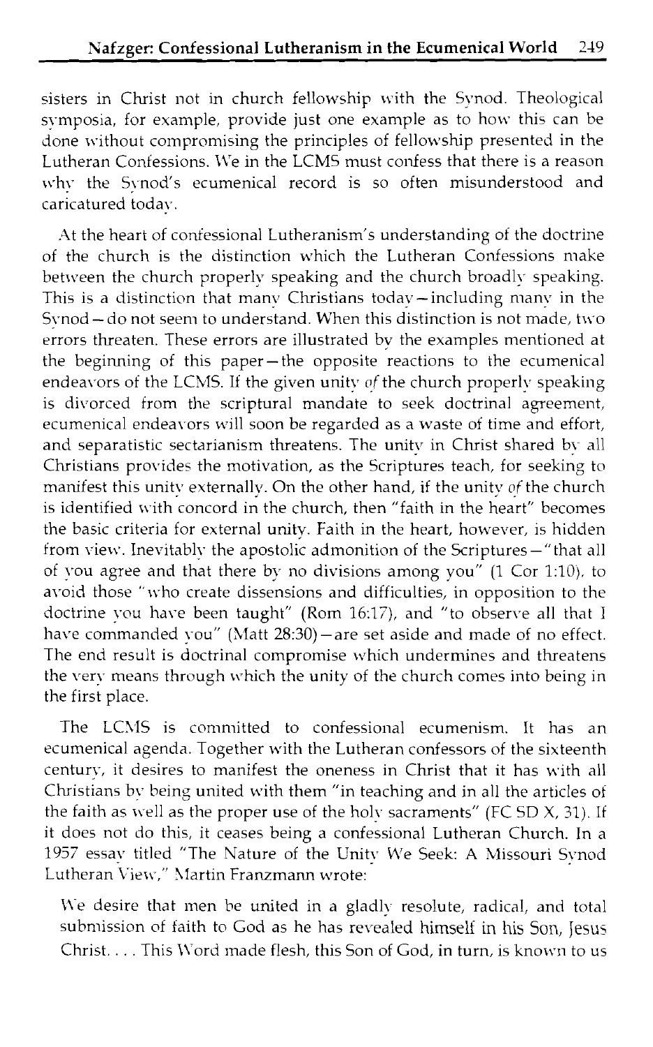sisters in Christ not in church fellowship with the Synod. Theological symposia, for example, provide just one example as to how this can be done without compromising the principles of fellowship presented in the Lutheran Confessions. We in the LCMS must confess that there is a reason why the Synod's ecumenical record is so often misunderstood and caricatured today.

At the heart of confessional Lutheranism's understanding of the doctrine of the church is the distinction which the Lutheran Confessions make between the church properly speaking and the church broadly speaking. This is a distinction that many Christians today—including many in the Synod—do not seem to understand. When this distinction is not made, two errors threaten. These errors are illustrated by the examples mentioned at the beginning of this paper—the opposite reactions to the ecumenical endeavors of the LCMS. If the given unity *of* the church properly speaking is divorced from the scriptural mandate to seek doctrinal agreement, ecumenical endeavors will soon be regarded as a waste of time and effort, and separatistic sectarianism threatens. The unity in Christ shared by all Christians provides the motivation, as the Scriptures teach, for seeking to manifest this unity externally. On the other hand, if the unity *of* the church is identified with concord in the church, then "faith in the heart" becomes the basic criteria for external unity. Faith in the heart, however, is hidden from view. Inevitably the apostolic admonition of the Scriptures—"that all of you agree and that there by no divisions among you" (1 Cor 1:10), to avoid those "who create dissensions and difficulties, in opposition to the doctrine you have been taught" (Rom 16:17), and "to observe all that I have commanded you" (Matt 28:30)—are set aside and made of no effect. The end result is doctrinal compromise which undermines and threatens the very means through which the unity of the church comes into being in the first place.

The LCMS is committed to confessional ecumenism. It has an ecumenical agenda. Together with the Lutheran confessors of the sixteenth century, it desires to manifest the oneness in Christ that it has with all Christians by being united with them "in teaching and in all the articles of the faith as well as the proper use of the holy sacraments" (FC SD X, 31). If it does not do this, it ceases being a confessional Lutheran Church. In a 1957 essay titled "The Nature of the Unity We Seek: A Missouri Synod Lutheran View," Martin Franzmann wrote:

> We desire that men be united in a gladly resolute, radical, and total submission of faith to God as he has revealed himself in his Son, Jesus Christ. . . . This Word made flesh, this Son of God, in turn, is known to us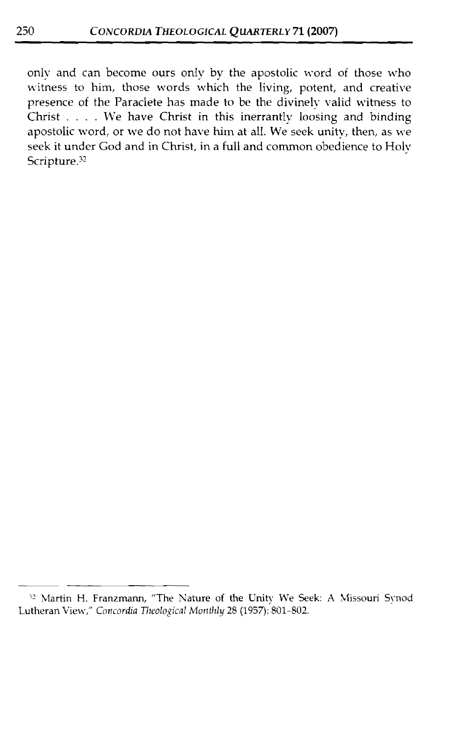only and can become ours only by the apostolic word of those who witness to him, those words which the living, potent, and creative presence of the Paraclete has made to be the divinely valid witness to Christ . . . . We have Christ in this inerrantly loosing and binding apostolic word, or we do not have him at all. We seek unity, then, as we seek it under God and in Christ, in a full and common obedience to Holy Scripture.[32]

---

[32] Martin H. Franzmann, "The Nature of the Unity We Seek: A Missouri Synod Lutheran View," *Concordia Theological Monthly* 28 (1957): 801–802.